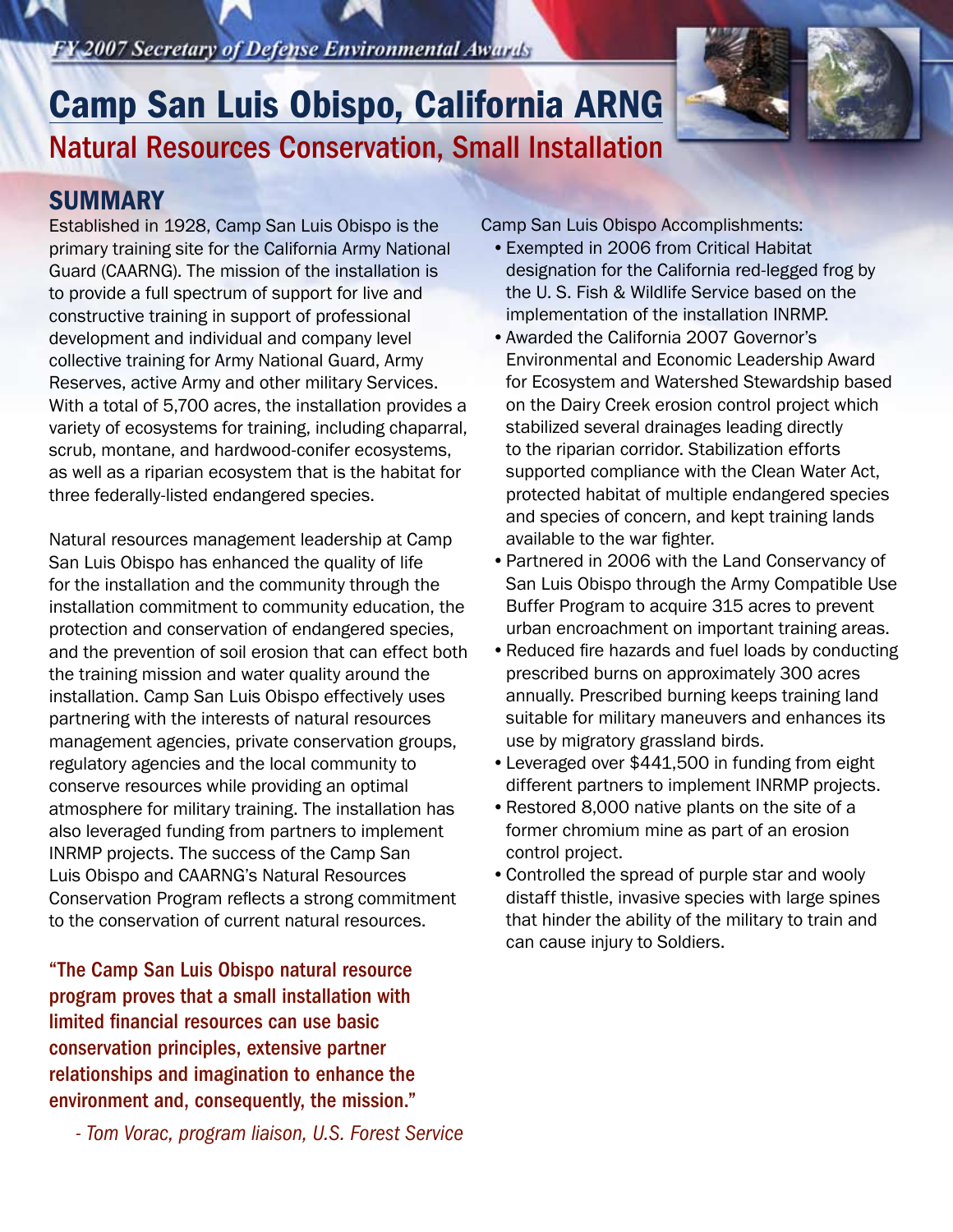*FY 2007 Secretary of Defense Environmental Awards*

# Camp San Luis Obispo, California ARNG

## Natural Resources Conservation, Small Installation

## SUMMARY

Established in 1928, Camp San Luis Obispo is the primary training site for the California Army National Guard (CAARNG). The mission of the installation is to provide a full spectrum of support for live and constructive training in support of professional development and individual and company level collective training for Army National Guard, Army Reserves, active Army and other military Services. With a total of 5,700 acres, the installation provides a variety of ecosystems for training, including chaparral, scrub, montane, and hardwood-conifer ecosystems, as well as a riparian ecosystem that is the habitat for three federally-listed endangered species.

Natural resources management leadership at Camp San Luis Obispo has enhanced the quality of life for the installation and the community through the installation commitment to community education, the protection and conservation of endangered species, and the prevention of soil erosion that can effect both the training mission and water quality around the installation. Camp San Luis Obispo effectively uses partnering with the interests of natural resources management agencies, private conservation groups, regulatory agencies and the local community to conserve resources while providing an optimal atmosphere for military training. The installation has also leveraged funding from partners to implement INRMP projects. The success of the Camp San Luis Obispo and CAARNG's Natural Resources Conservation Program reflects a strong commitment to the conservation of current natural resources.

**"The Camp San Luis Obispo natural resource program proves that a small installation with limited financial resources can use basic conservation principles, extensive partner relationships and imagination to enhance the environment and, consequently, the mission."**

*- Tom Vorac, program liaison, U.S. Forest Service*

Camp San Luis Obispo Accomplishments:

- Exempted in 2006 from Critical Habitat designation for the California red-legged frog by the U. S. Fish & Wildlife Service based on the implementation of the installation INRMP.
- Awarded the California 2007 Governor's Environmental and Economic Leadership Award for Ecosystem and Watershed Stewardship based on the Dairy Creek erosion control project which stabilized several drainages leading directly to the riparian corridor. Stabilization efforts supported compliance with the Clean Water Act, protected habitat of multiple endangered species and species of concern, and kept training lands available to the war fighter.
- Partnered in 2006 with the Land Conservancy of San Luis Obispo through the Army Compatible Use Buffer Program to acquire 315 acres to prevent urban encroachment on important training areas.
- Reduced fire hazards and fuel loads by conducting prescribed burns on approximately 300 acres annually. Prescribed burning keeps training land suitable for military maneuvers and enhances its use by migratory grassland birds.
- Leveraged over $441,500 in funding from eight different partners to implement INRMP projects.
- Restored 8,000 native plants on the site of a former chromium mine as part of an erosion control project.
- Controlled the spread of purple star and wooly distaff thistle, invasive species with large spines that hinder the ability of the military to train and can cause injury to Soldiers.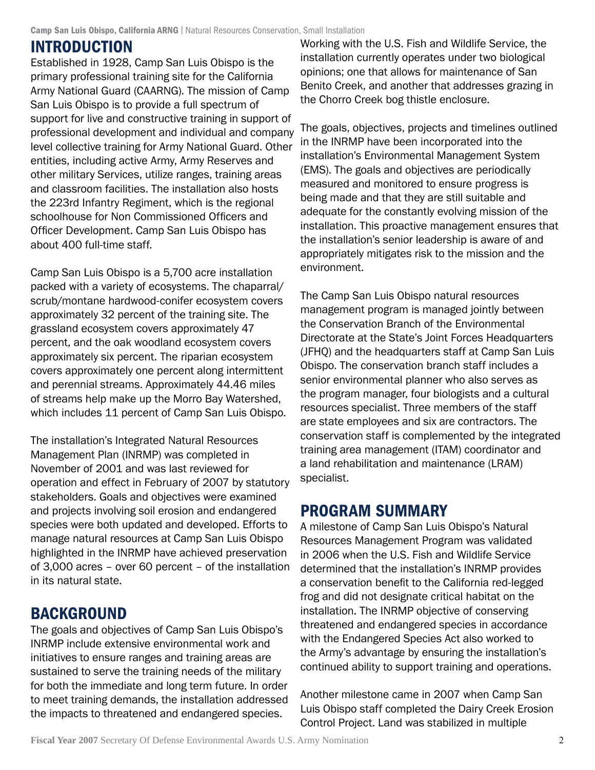## INTRODUCTION

Established in 1928, Camp San Luis Obispo is the primary professional training site for the California Army National Guard (CAARNG). The mission of Camp San Luis Obispo is to provide a full spectrum of support for live and constructive training in support of professional development and individual and company level collective training for Army National Guard. Other entities, including active Army, Army Reserves and other military Services, utilize ranges, training areas and classroom facilities. The installation also hosts the 223rd Infantry Regiment, which is the regional schoolhouse for Non Commissioned Officers and Officer Development. Camp San Luis Obispo has about 400 full-time staff.

Camp San Luis Obispo is a 5,700 acre installation packed with a variety of ecosystems. The chaparral/scrub/montane hardwood-conifer ecosystem covers approximately 32 percent of the training site. The grassland ecosystem covers approximately 47 percent, and the oak woodland ecosystem covers approximately six percent. The riparian ecosystem covers approximately one percent along intermittent and perennial streams. Approximately 44.46 miles of streams help make up the Morro Bay Watershed, which includes 11 percent of Camp San Luis Obispo.

The installation's Integrated Natural Resources Management Plan (INRMP) was completed in November of 2001 and was last reviewed for operation and effect in February of 2007 by statutory stakeholders. Goals and objectives were examined and projects involving soil erosion and endangered species were both updated and developed. Efforts to manage natural resources at Camp San Luis Obispo highlighted in the INRMP have achieved preservation of 3,000 acres – over 60 percent – of the installation in its natural state.

## BACKGROUND

The goals and objectives of Camp San Luis Obispo's INRMP include extensive environmental work and initiatives to ensure ranges and training areas are sustained to serve the training needs of the military for both the immediate and long term future. In order to meet training demands, the installation addressed the impacts to threatened and endangered species. Working with the U.S. Fish and Wildlife Service, the installation currently operates under two biological opinions; one that allows for maintenance of San Benito Creek, and another that addresses grazing in the Chorro Creek bog thistle enclosure.

The goals, objectives, projects and timelines outlined in the INRMP have been incorporated into the installation's Environmental Management System (EMS). The goals and objectives are periodically measured and monitored to ensure progress is being made and that they are still suitable and adequate for the constantly evolving mission of the installation. This proactive management ensures that the installation's senior leadership is aware of and appropriately mitigates risk to the mission and the environment.

The Camp San Luis Obispo natural resources management program is managed jointly between the Conservation Branch of the Environmental Directorate at the State's Joint Forces Headquarters (JFHQ) and the headquarters staff at Camp San Luis Obispo. The conservation branch staff includes a senior environmental planner who also serves as the program manager, four biologists and a cultural resources specialist. Three members of the staff are state employees and six are contractors. The conservation staff is complemented by the integrated training area management (ITAM) coordinator and a land rehabilitation and maintenance (LRAM) specialist.

## PROGRAM SUMMARY

A milestone of Camp San Luis Obispo's Natural Resources Management Program was validated in 2006 when the U.S. Fish and Wildlife Service determined that the installation's INRMP provides a conservation benefit to the California red-legged frog and did not designate critical habitat on the installation. The INRMP objective of conserving threatened and endangered species in accordance with the Endangered Species Act also worked to the Army's advantage by ensuring the installation's continued ability to support training and operations.

Another milestone came in 2007 when Camp San Luis Obispo staff completed the Dairy Creek Erosion Control Project. Land was stabilized in multiple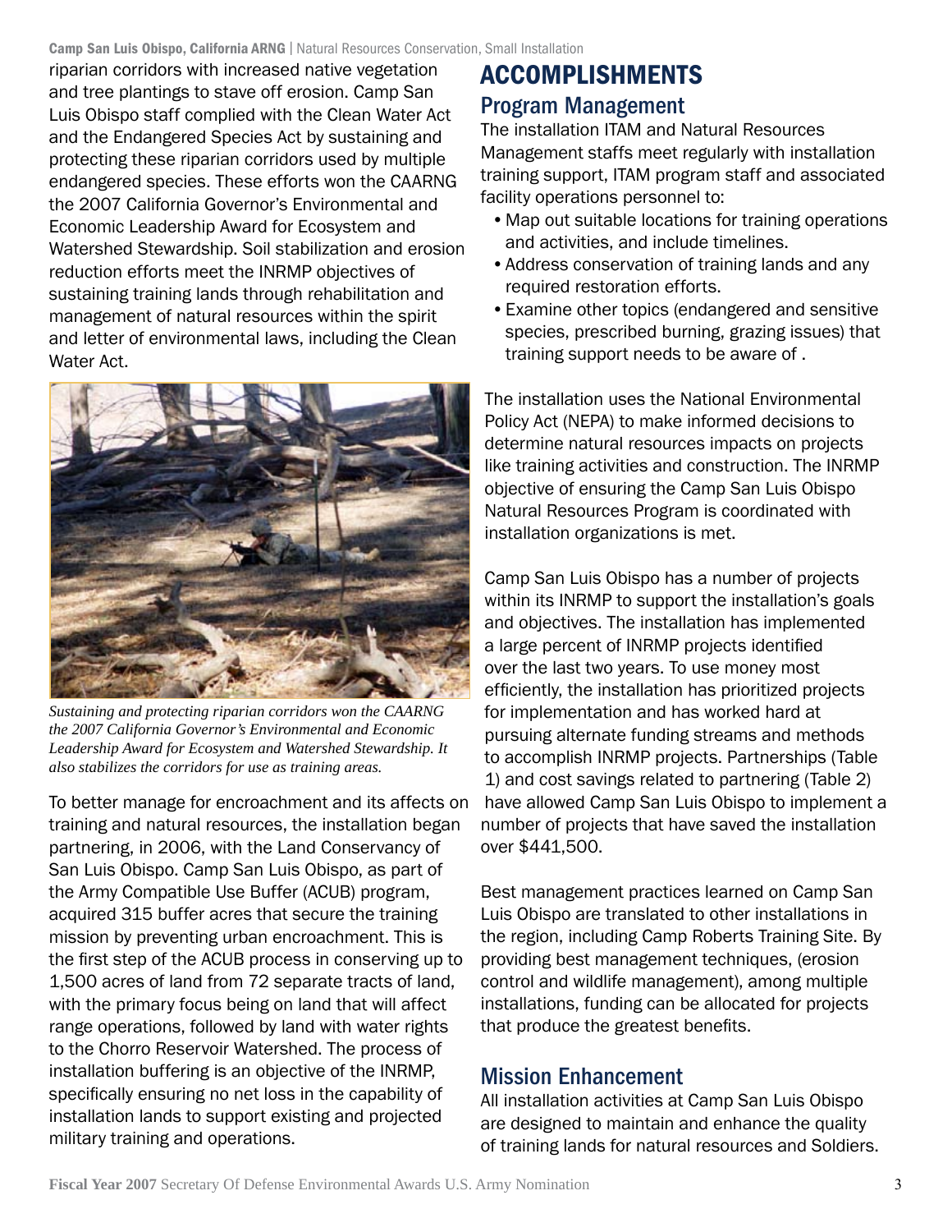riparian corridors with increased native vegetation and tree plantings to stave off erosion. Camp San Luis Obispo staff complied with the Clean Water Act and the Endangered Species Act by sustaining and protecting these riparian corridors used by multiple endangered species. These efforts won the CAARNG the 2007 California Governor's Environmental and Economic Leadership Award for Ecosystem and Watershed Stewardship. Soil stabilization and erosion reduction efforts meet the INRMP objectives of sustaining training lands through rehabilitation and management of natural resources within the spirit and letter of environmental laws, including the Clean Water Act.

*Sustaining and protecting riparian corridors won the CAARNG the 2007 California Governor's Environmental and Economic Leadership Award for Ecosystem and Watershed Stewardship. It also stabilizes the corridors for use as training areas.*

To better manage for encroachment and its affects on training and natural resources, the installation began partnering, in 2006, with the Land Conservancy of San Luis Obispo. Camp San Luis Obispo, as part of the Army Compatible Use Buffer (ACUB) program, acquired 315 buffer acres that secure the training mission by preventing urban encroachment. This is the first step of the ACUB process in conserving up to 1,500 acres of land from 72 separate tracts of land, with the primary focus being on land that will affect range operations, followed by land with water rights to the Chorro Reservoir Watershed. The process of installation buffering is an objective of the INRMP, specifically ensuring no net loss in the capability of installation lands to support existing and projected military training and operations.

# ACCOMPLISHMENTS

## Program Management

The installation ITAM and Natural Resources Management staffs meet regularly with installation training support, ITAM program staff and associated facility operations personnel to:

- Map out suitable locations for training operations and activities, and include timelines.
- Address conservation of training lands and any required restoration efforts.
- Examine other topics (endangered and sensitive species, prescribed burning, grazing issues) that training support needs to be aware of .

The installation uses the National Environmental Policy Act (NEPA) to make informed decisions to determine natural resources impacts on projects like training activities and construction. The INRMP objective of ensuring the Camp San Luis Obispo Natural Resources Program is coordinated with installation organizations is met.

Camp San Luis Obispo has a number of projects within its INRMP to support the installation's goals and objectives. The installation has implemented a large percent of INRMP projects identified over the last two years. To use money most efficiently, the installation has prioritized projects for implementation and has worked hard at pursuing alternate funding streams and methods to accomplish INRMP projects. Partnerships (Table 1) and cost savings related to partnering (Table 2) have allowed Camp San Luis Obispo to implement a number of projects that have saved the installation over $441,500.

Best management practices learned on Camp San Luis Obispo are translated to other installations in the region, including Camp Roberts Training Site. By providing best management techniques, (erosion control and wildlife management), among multiple installations, funding can be allocated for projects that produce the greatest benefits.

## Mission Enhancement

All installation activities at Camp San Luis Obispo are designed to maintain and enhance the quality of training lands for natural resources and Soldiers.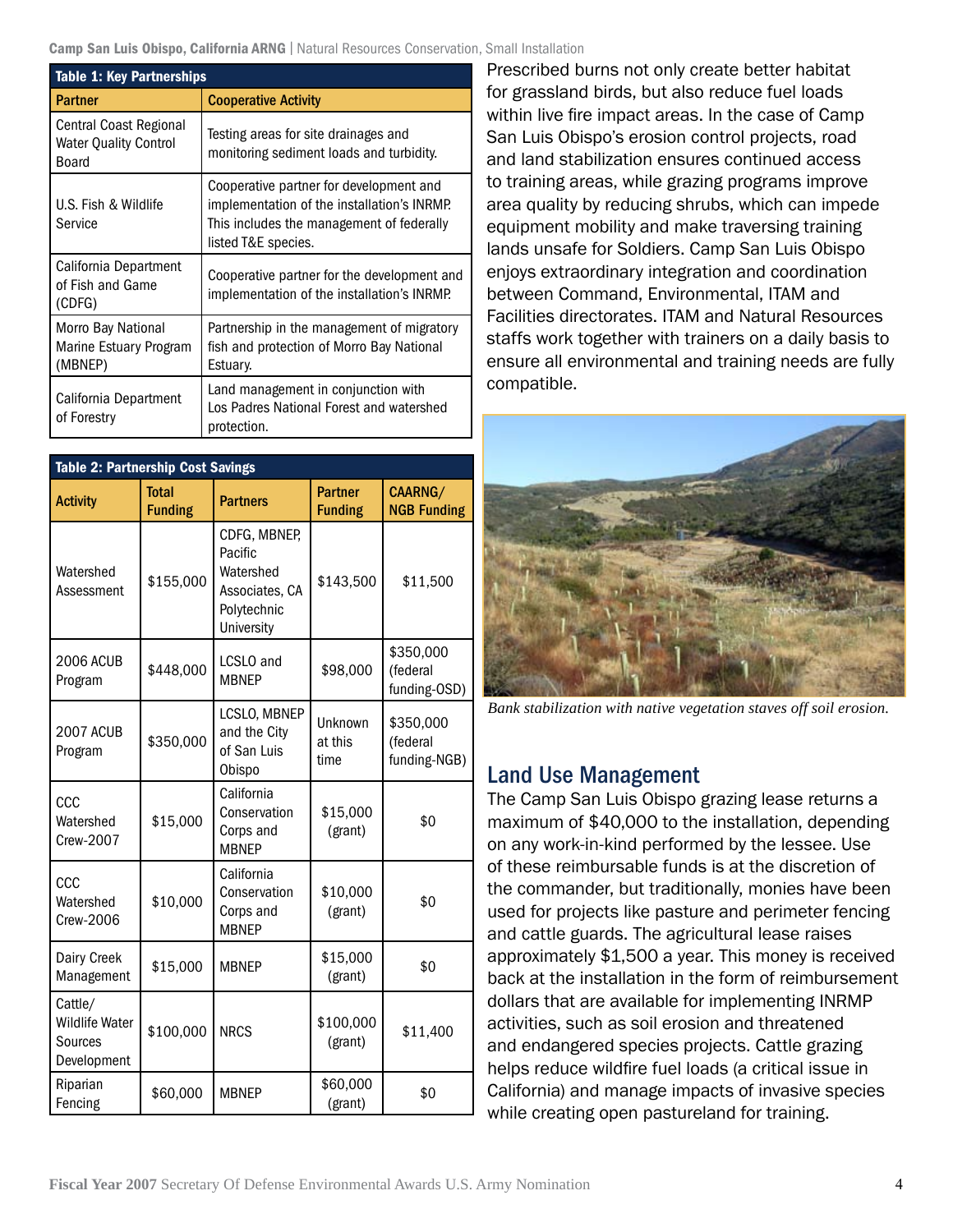| Table 1: Key Partnerships | |
|---|---|
| **Partner** | **Cooperative Activity** |
| Central Coast Regional Water Quality Control Board | Testing areas for site drainages and monitoring sediment loads and turbidity. |
| U.S. Fish & Wildlife Service | Cooperative partner for development and implementation of the installation's INRMP. This includes the management of federally listed T&E species. |
| California Department of Fish and Game (CDFG) | Cooperative partner for the development and implementation of the installation's INRMP. |
| Morro Bay National Marine Estuary Program (MBNEP) | Partnership in the management of migratory fish and protection of Morro Bay National Estuary. |
| California Department of Forestry | Land management in conjunction with Los Padres National Forest and watershed protection. |

| Table 2: Partnership Cost Savings | | | | |
|---|---|---|---|---|
| **Activity** | **Total Funding** | **Partners** | **Partner Funding** | **CAARNG/ NGB Funding** |
| Watershed Assessment | $155,000 | CDFG, MBNEP, Pacific Watershed Associates, CA Polytechnic University | $143,500 | $11,500 |
| 2006 ACUB Program | $448,000 | LCSLO and MBNEP | $98,000 | $350,000 (federal funding-OSD) |
| 2007 ACUB Program | $350,000 | LCSLO, MBNEP and the City of San Luis Obispo | Unknown at this time | $350,000 (federal funding-NGB) |
| CCC Watershed Crew-2007 | $15,000 | California Conservation Corps and MBNEP | $15,000 (grant) | $0 |
| CCC Watershed Crew-2006 | $10,000 | California Conservation Corps and MBNEP | $10,000 (grant) | $0 |
| Dairy Creek Management | $15,000 | MBNEP | $15,000 (grant) | $0 |
| Cattle/ Wildlife Water Sources Development | $100,000 | NRCS | $100,000 (grant) | $11,400 |
| Riparian Fencing | $60,000 | MBNEP | $60,000 (grant) | $0 |

Prescribed burns not only create better habitat for grassland birds, but also reduce fuel loads within live fire impact areas. In the case of Camp San Luis Obispo's erosion control projects, road and land stabilization ensures continued access to training areas, while grazing programs improve area quality by reducing shrubs, which can impede equipment mobility and make traversing training lands unsafe for Soldiers. Camp San Luis Obispo enjoys extraordinary integration and coordination between Command, Environmental, ITAM and Facilities directorates. ITAM and Natural Resources staffs work together with trainers on a daily basis to ensure all environmental and training needs are fully compatible.

*Bank stabilization with native vegetation staves off soil erosion.*

## Land Use Management

The Camp San Luis Obispo grazing lease returns a maximum of $40,000 to the installation, depending on any work-in-kind performed by the lessee. Use of these reimbursable funds is at the discretion of the commander, but traditionally, monies have been used for projects like pasture and perimeter fencing and cattle guards. The agricultural lease raises approximately $1,500 a year. This money is received back at the installation in the form of reimbursement dollars that are available for implementing INRMP activities, such as soil erosion and threatened and endangered species projects. Cattle grazing helps reduce wildfire fuel loads (a critical issue in California) and manage impacts of invasive species while creating open pastureland for training.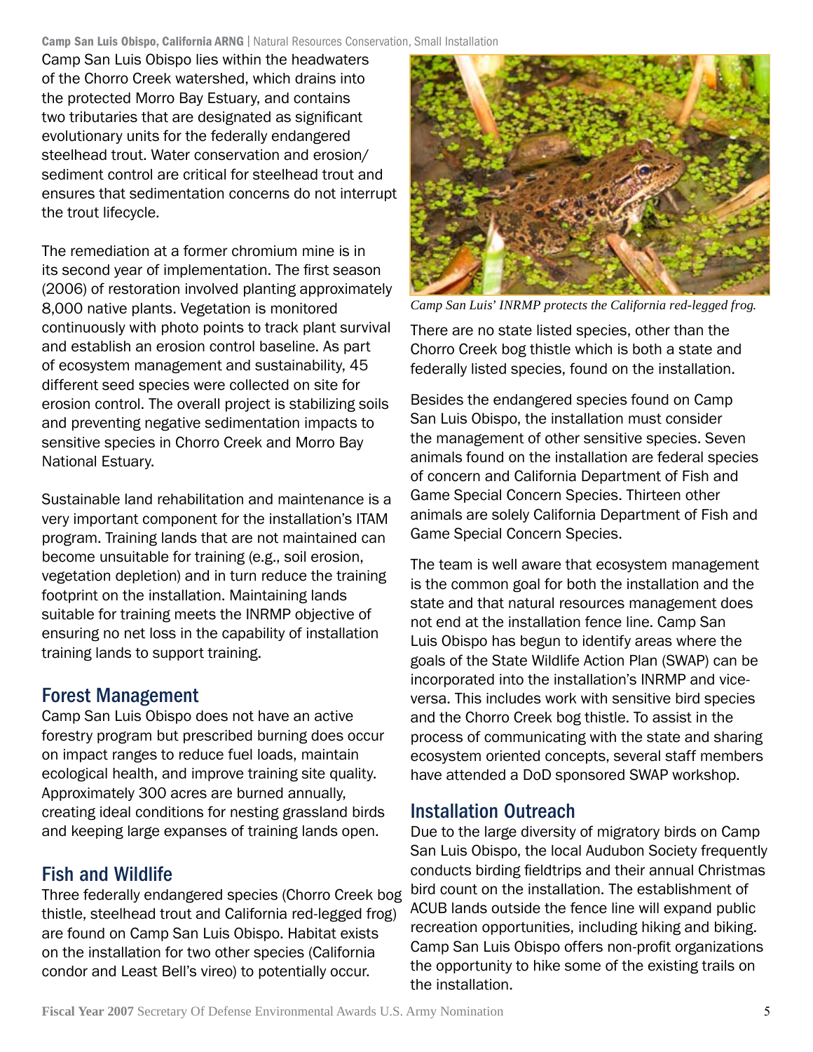Camp San Luis Obispo lies within the headwaters of the Chorro Creek watershed, which drains into the protected Morro Bay Estuary, and contains two tributaries that are designated as significant evolutionary units for the federally endangered steelhead trout. Water conservation and erosion/sediment control are critical for steelhead trout and ensures that sedimentation concerns do not interrupt the trout lifecycle.

The remediation at a former chromium mine is in its second year of implementation. The first season (2006) of restoration involved planting approximately 8,000 native plants. Vegetation is monitored continuously with photo points to track plant survival and establish an erosion control baseline. As part of ecosystem management and sustainability, 45 different seed species were collected on site for erosion control. The overall project is stabilizing soils and preventing negative sedimentation impacts to sensitive species in Chorro Creek and Morro Bay National Estuary.

Sustainable land rehabilitation and maintenance is a very important component for the installation's ITAM program. Training lands that are not maintained can become unsuitable for training (e.g., soil erosion, vegetation depletion) and in turn reduce the training footprint on the installation. Maintaining lands suitable for training meets the INRMP objective of ensuring no net loss in the capability of installation training lands to support training.

## Forest Management

Camp San Luis Obispo does not have an active forestry program but prescribed burning does occur on impact ranges to reduce fuel loads, maintain ecological health, and improve training site quality. Approximately 300 acres are burned annually, creating ideal conditions for nesting grassland birds and keeping large expanses of training lands open.

## Fish and Wildlife

Three federally endangered species (Chorro Creek bog thistle, steelhead trout and California red-legged frog) are found on Camp San Luis Obispo. Habitat exists on the installation for two other species (California condor and Least Bell's vireo) to potentially occur.

*Camp San Luis' INRMP protects the California red-legged frog.*

There are no state listed species, other than the Chorro Creek bog thistle which is both a state and federally listed species, found on the installation.

Besides the endangered species found on Camp San Luis Obispo, the installation must consider the management of other sensitive species. Seven animals found on the installation are federal species of concern and California Department of Fish and Game Special Concern Species. Thirteen other animals are solely California Department of Fish and Game Special Concern Species.

The team is well aware that ecosystem management is the common goal for both the installation and the state and that natural resources management does not end at the installation fence line. Camp San Luis Obispo has begun to identify areas where the goals of the State Wildlife Action Plan (SWAP) can be incorporated into the installation's INRMP and vice-versa. This includes work with sensitive bird species and the Chorro Creek bog thistle. To assist in the process of communicating with the state and sharing ecosystem oriented concepts, several staff members have attended a DoD sponsored SWAP workshop.

## Installation Outreach

Due to the large diversity of migratory birds on Camp San Luis Obispo, the local Audubon Society frequently conducts birding fieldtrips and their annual Christmas bird count on the installation. The establishment of ACUB lands outside the fence line will expand public recreation opportunities, including hiking and biking. Camp San Luis Obispo offers non-profit organizations the opportunity to hike some of the existing trails on the installation.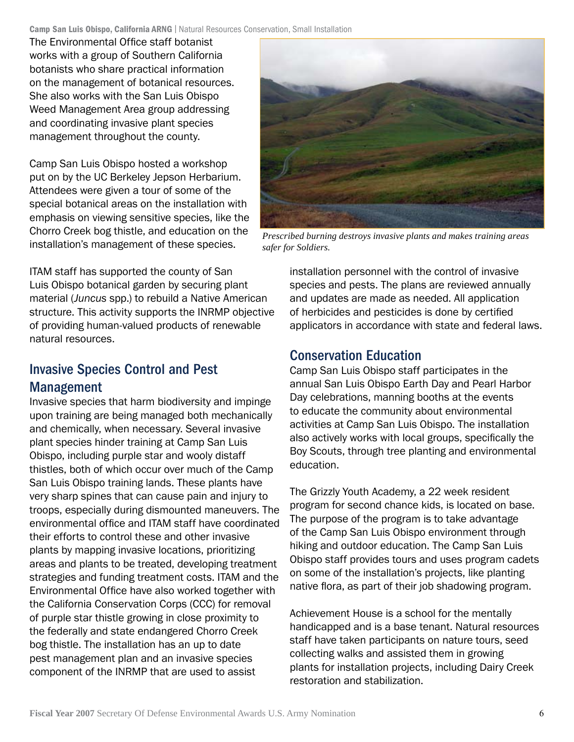The Environmental Office staff botanist works with a group of Southern California botanists who share practical information on the management of botanical resources. She also works with the San Luis Obispo Weed Management Area group addressing and coordinating invasive plant species management throughout the county.

Camp San Luis Obispo hosted a workshop put on by the UC Berkeley Jepson Herbarium. Attendees were given a tour of some of the special botanical areas on the installation with emphasis on viewing sensitive species, like the Chorro Creek bog thistle, and education on the installation's management of these species.

*Prescribed burning destroys invasive plants and makes training areas safer for Soldiers.*

ITAM staff has supported the county of San Luis Obispo botanical garden by securing plant material (*Juncus* spp.) to rebuild a Native American structure. This activity supports the INRMP objective of providing human-valued products of renewable natural resources.

## Invasive Species Control and Pest Management

Invasive species that harm biodiversity and impinge upon training are being managed both mechanically and chemically, when necessary. Several invasive plant species hinder training at Camp San Luis Obispo, including purple star and wooly distaff thistles, both of which occur over much of the Camp San Luis Obispo training lands. These plants have very sharp spines that can cause pain and injury to troops, especially during dismounted maneuvers. The environmental office and ITAM staff have coordinated their efforts to control these and other invasive plants by mapping invasive locations, prioritizing areas and plants to be treated, developing treatment strategies and funding treatment costs. ITAM and the Environmental Office have also worked together with the California Conservation Corps (CCC) for removal of purple star thistle growing in close proximity to the federally and state endangered Chorro Creek bog thistle. The installation has an up to date pest management plan and an invasive species component of the INRMP that are used to assist installation personnel with the control of invasive species and pests. The plans are reviewed annually and updates are made as needed. All application of herbicides and pesticides is done by certified applicators in accordance with state and federal laws.

## Conservation Education

Camp San Luis Obispo staff participates in the annual San Luis Obispo Earth Day and Pearl Harbor Day celebrations, manning booths at the events to educate the community about environmental activities at Camp San Luis Obispo. The installation also actively works with local groups, specifically the Boy Scouts, through tree planting and environmental education.

The Grizzly Youth Academy, a 22 week resident program for second chance kids, is located on base. The purpose of the program is to take advantage of the Camp San Luis Obispo environment through hiking and outdoor education. The Camp San Luis Obispo staff provides tours and uses program cadets on some of the installation's projects, like planting native flora, as part of their job shadowing program.

Achievement House is a school for the mentally handicapped and is a base tenant. Natural resources staff have taken participants on nature tours, seed collecting walks and assisted them in growing plants for installation projects, including Dairy Creek restoration and stabilization.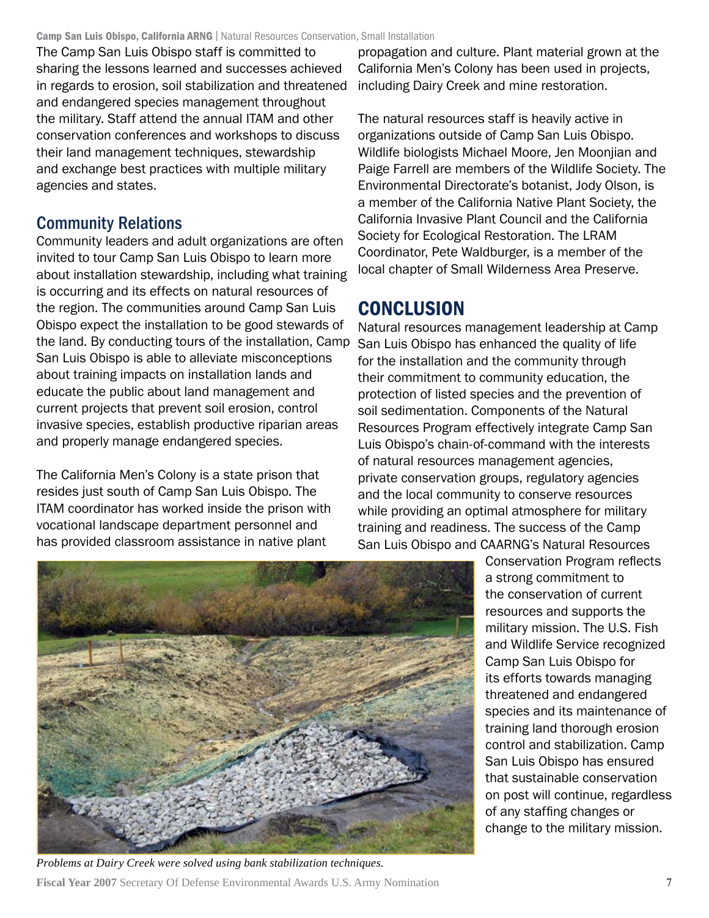The Camp San Luis Obispo staff is committed to sharing the lessons learned and successes achieved in regards to erosion, soil stabilization and threatened and endangered species management throughout the military. Staff attend the annual ITAM and other conservation conferences and workshops to discuss their land management techniques, stewardship and exchange best practices with multiple military agencies and states.

## Community Relations

Community leaders and adult organizations are often invited to tour Camp San Luis Obispo to learn more about installation stewardship, including what training is occurring and its effects on natural resources of the region. The communities around Camp San Luis Obispo expect the installation to be good stewards of the land. By conducting tours of the installation, Camp San Luis Obispo is able to alleviate misconceptions about training impacts on installation lands and educate the public about land management and current projects that prevent soil erosion, control invasive species, establish productive riparian areas and properly manage endangered species.

The California Men's Colony is a state prison that resides just south of Camp San Luis Obispo. The ITAM coordinator has worked inside the prison with vocational landscape department personnel and has provided classroom assistance in native plant propagation and culture. Plant material grown at the California Men's Colony has been used in projects, including Dairy Creek and mine restoration.

The natural resources staff is heavily active in organizations outside of Camp San Luis Obispo. Wildlife biologists Michael Moore, Jen Moonjian and Paige Farrell are members of the Wildlife Society. The Environmental Directorate's botanist, Jody Olson, is a member of the California Native Plant Society, the California Invasive Plant Council and the California Society for Ecological Restoration. The LRAM Coordinator, Pete Waldburger, is a member of the local chapter of Small Wilderness Area Preserve.

# CONCLUSION

Natural resources management leadership at Camp San Luis Obispo has enhanced the quality of life for the installation and the community through their commitment to community education, the protection of listed species and the prevention of soil sedimentation. Components of the Natural Resources Program effectively integrate Camp San Luis Obispo's chain-of-command with the interests of natural resources management agencies, private conservation groups, regulatory agencies and the local community to conserve resources while providing an optimal atmosphere for military training and readiness. The success of the Camp San Luis Obispo and CAARNG's Natural Resources Conservation Program reflects a strong commitment to the conservation of current resources and supports the military mission. The U.S. Fish and Wildlife Service recognized Camp San Luis Obispo for its efforts towards managing threatened and endangered species and its maintenance of training land thorough erosion control and stabilization. Camp San Luis Obispo has ensured that sustainable conservation on post will continue, regardless of any staffing changes or change to the military mission.

*Problems at Dairy Creek were solved using bank stabilization techniques.*